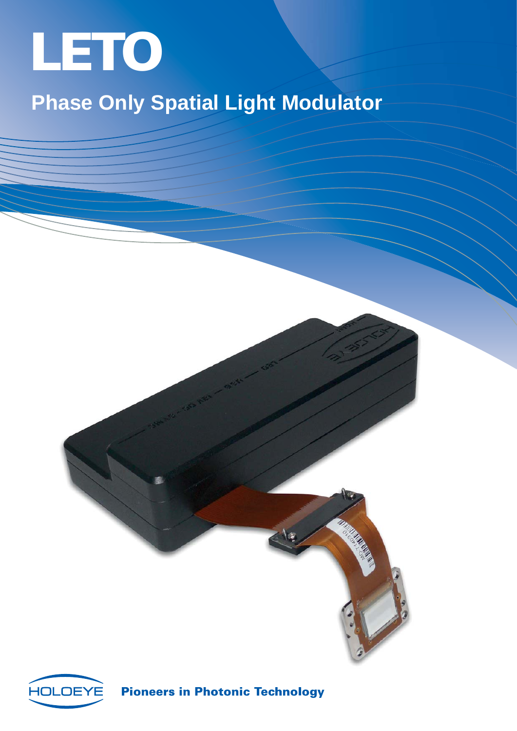# LETO

## Phase Only Spatial Light Modulator

HOLOEYE **Pioneers in Photonic Technology**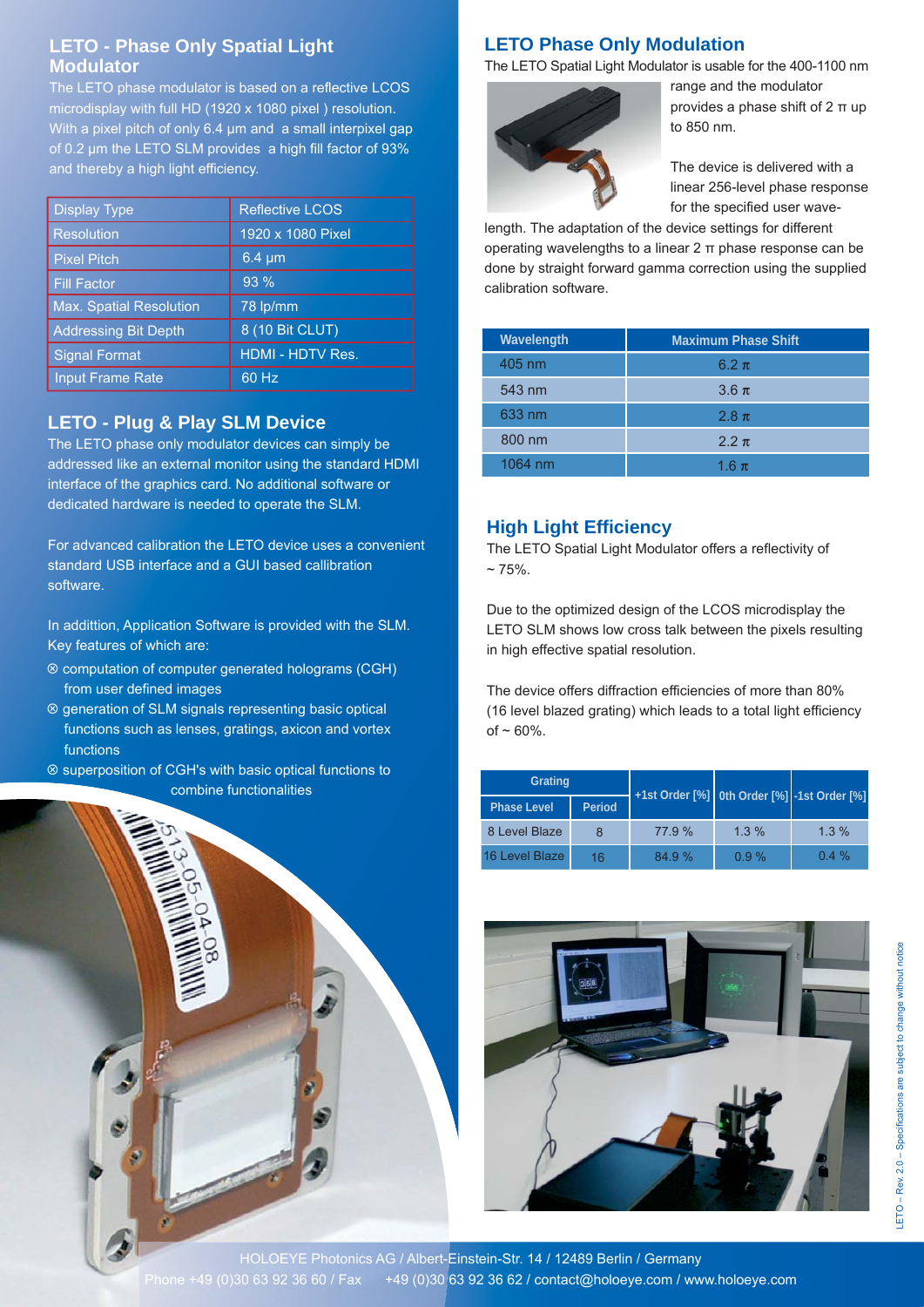## LETO - Phase Only Spatial Light Modulator

The LETO phase modulator is based on a reflective LCOS microdisplay with full HD (1920 x 1080 pixel ) resolution. With a pixel pitch of only 6.4 µm and a small interpixel gap of 0.2 µm the LETO SLM provides a high fill factor of 93% and thereby a high light efficiency.

| | |
|---|---|
| Display Type | Reflective LCOS |
| Resolution | 1920 x 1080 Pixel |
| Pixel Pitch | 6.4 µm |
| Fill Factor | 93 % |
| Max. Spatial Resolution | 78 lp/mm |
| Addressing Bit Depth | 8 (10 Bit CLUT) |
| Signal Format | HDMI - HDTV Res. |
| Input Frame Rate | 60 Hz |

## LETO - Plug & Play SLM Device

The LETO phase only modulator devices can simply be addressed like an external monitor using the standard HDMI interface of the graphics card. No additional software or dedicated hardware is needed to operate the SLM.

For advanced calibration the LETO device uses a convenient standard USB interface and a GUI based callibration software.

In addittion, Application Software is provided with the SLM. Key features of which are:

- ⊗ computation of computer generated holograms (CGH) from user defined images
- ⊗ generation of SLM signals representing basic optical functions such as lenses, gratings, axicon and vortex functions
- ⊗ superposition of CGH's with basic optical functions to combine functionalities

## LETO Phase Only Modulation

The LETO Spatial Light Modulator is usable for the 400-1100 nm range and the modulator provides a phase shift of 2 π up to 850 nm.

The device is delivered with a linear 256-level phase response for the specified user wavelength. The adaptation of the device settings for different operating wavelengths to a linear 2 π phase response can be done by straight forward gamma correction using the supplied calibration software.

| Wavelength | Maximum Phase Shift |
|---|---|
| 405 nm | 6.2 π |
| 543 nm | 3.6 π |
| 633 nm | 2.8 π |
| 800 nm | 2.2 π |
| 1064 nm | 1.6 π |

## High Light Efficiency

The LETO Spatial Light Modulator offers a reflectivity of ~ 75%.

Due to the optimized design of the LCOS microdisplay the LETO SLM shows low cross talk between the pixels resulting in high effective spatial resolution.

The device offers diffraction efficiencies of more than 80% (16 level blazed grating) which leads to a total light efficiency of ~ 60%.

| Grating | | +1st Order [%] | 0th Order [%] | -1st Order [%] |
|---|---|---|---|---|
| Phase Level | Period | | | |
| 8 Level Blaze | 8 | 77.9 % | 1.3 % | 1.3 % |
| 16 Level Blaze | 16 | 84.9 % | 0.9 % | 0.4 % |

LETO – Rev. 2.0 – Specifications are subject to change without notice

HOLOEYE Photonics AG / Albert-Einstein-Str. 14 / 12489 Berlin / Germany
Phone +49 (0)30 63 92 36 60 / Fax +49 (0)30 63 92 36 62 / contact@holoeye.com / www.holoeye.com